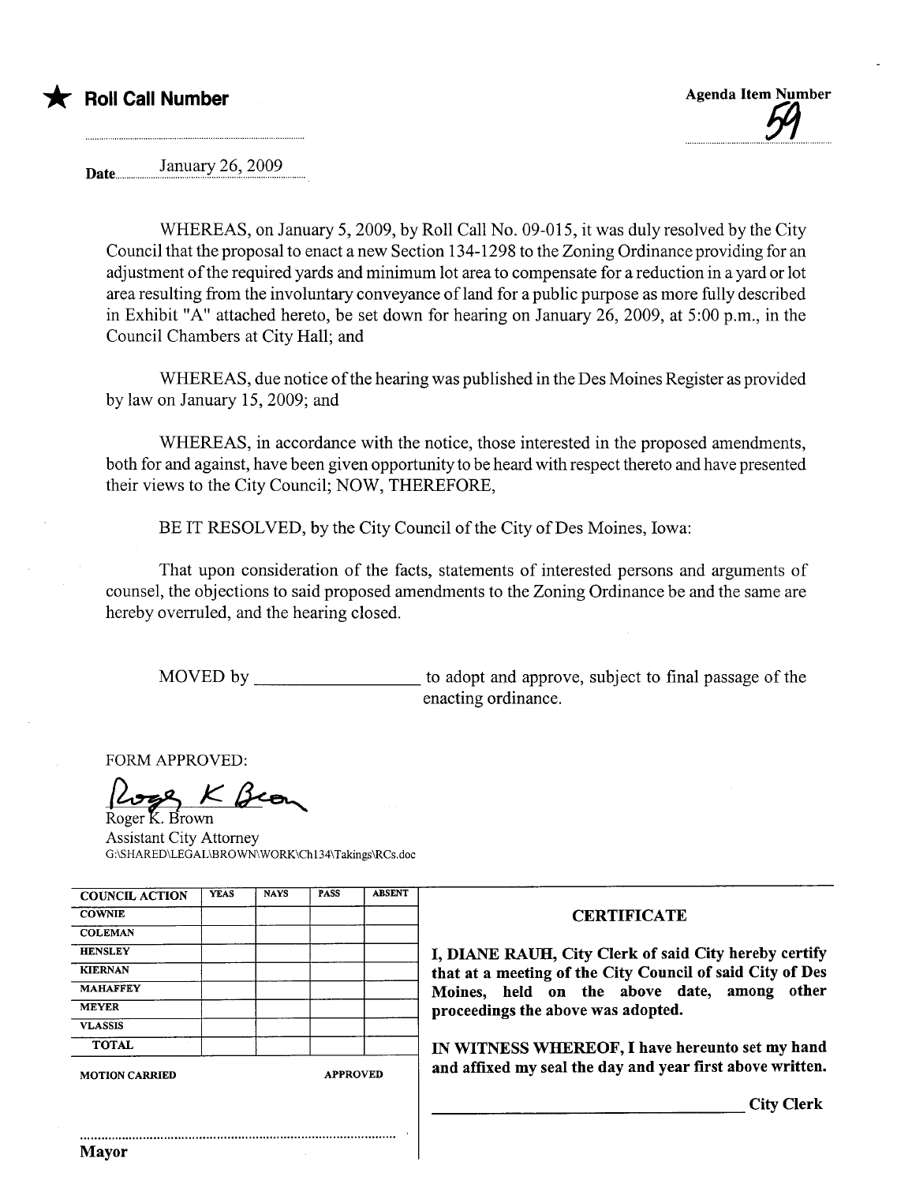★ **Roll Call Number**

**Agenda Item Number** 59

Date January 26, 2009

WHEREAS, on January 5, 2009, by Roll Call No. 09-015, it was duly resolved by the City Council that the proposal to enact a new Section 134-1298 to the Zoning Ordinance providing for an adjustment of the required yards and minimum lot area to compensate for a reduction in a yard or lot area resulting from the involuntary conveyance of land for a public purpose as more fully described in Exhibit "A" attached hereto, be set down for hearing on January 26, 2009, at 5:00 p.m., in the Council Chambers at City Hall; and

WHEREAS, due notice of the hearing was published in the Des Moines Register as provided by law on January 15, 2009; and

WHEREAS, in accordance with the notice, those interested in the proposed amendments, both for and against, have been given opportunity to be heard with respect thereto and have presented their views to the City Council; NOW, THEREFORE,

BE IT RESOLVED, by the City Council of the City of Des Moines, Iowa:

That upon consideration of the facts, statements of interested persons and arguments of counsel, the objections to said proposed amendments to the Zoning Ordinance be and the same are hereby overruled, and the hearing closed.

MOVED by ________________ to adopt and approve, subject to final passage of the enacting ordinance.

FORM APPROVED:

Roger K. Brown
Assistant City Attorney
G:\SHARED\LEGAL\BROWN\WORK\Ch134\Takings\RCs.doc

| COUNCIL ACTION | YEAS | NAYS | PASS | ABSENT |
|---|---|---|---|---|
| COWNIE | | | | |
| COLEMAN | | | | |
| HENSLEY | | | | |
| KIERNAN | | | | |
| MAHAFFEY | | | | |
| MEYER | | | | |
| VLASSIS | | | | |
| TOTAL | | | | |

MOTION CARRIED APPROVED

Mayor

**CERTIFICATE**

**I, DIANE RAUH, City Clerk of said City hereby certify that at a meeting of the City Council of said City of Des Moines, held on the above date, among other proceedings the above was adopted.**

**IN WITNESS WHEREOF, I have hereunto set my hand and affixed my seal the day and year first above written.**

________________________ **City Clerk**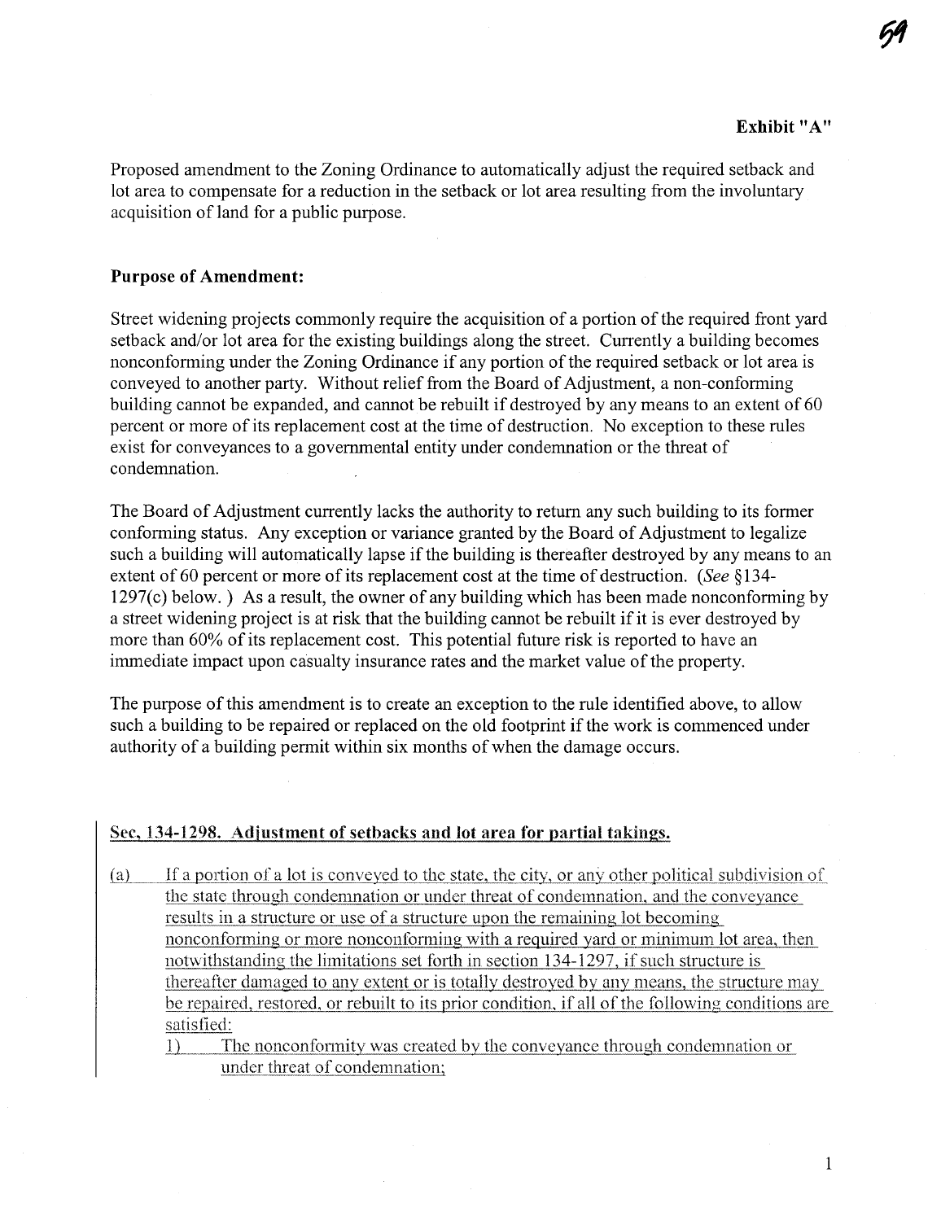**Exhibit "A"**

Proposed amendment to the Zoning Ordinance to automatically adjust the required setback and lot area to compensate for a reduction in the setback or lot area resulting from the involuntary acquisition of land for a public purpose.

**Purpose of Amendment:**

Street widening projects commonly require the acquisition of a portion of the required front yard setback and/or lot area for the existing buildings along the street. Currently a building becomes nonconforming under the Zoning Ordinance if any portion of the required setback or lot area is conveyed to another party. Without relief from the Board of Adjustment, a non-conforming building cannot be expanded, and cannot be rebuilt if destroyed by any means to an extent of 60 percent or more of its replacement cost at the time of destruction. No exception to these rules exist for conveyances to a governmental entity under condemnation or the threat of condemnation.

The Board of Adjustment currently lacks the authority to return any such building to its former conforming status. Any exception or variance granted by the Board of Adjustment to legalize such a building will automatically lapse if the building is thereafter destroyed by any means to an extent of 60 percent or more of its replacement cost at the time of destruction. (*See* §134-1297(c) below. ) As a result, the owner of any building which has been made nonconforming by a street widening project is at risk that the building cannot be rebuilt if it is ever destroyed by more than 60% of its replacement cost. This potential future risk is reported to have an immediate impact upon casualty insurance rates and the market value of the property.

The purpose of this amendment is to create an exception to the rule identified above, to allow such a building to be repaired or replaced on the old footprint if the work is commenced under authority of a building permit within six months of when the damage occurs.

**Sec, 134-1298. Adjustment of setbacks and lot area for partial takings.**

(a) If a portion of a lot is conveyed to the state, the city, or any other political subdivision of the state through condemnation or under threat of condemnation, and the conveyance results in a structure or use of a structure upon the remaining lot becoming nonconforming or more nonconforming with a required yard or minimum lot area, then notwithstanding the limitations set forth in section 134-1297, if such structure is thereafter damaged to any extent or is totally destroyed by any means, the structure may be repaired, restored, or rebuilt to its prior condition, if all of the following conditions are satisfied:

1) The nonconformity was created by the conveyance through condemnation or under threat of condemnation;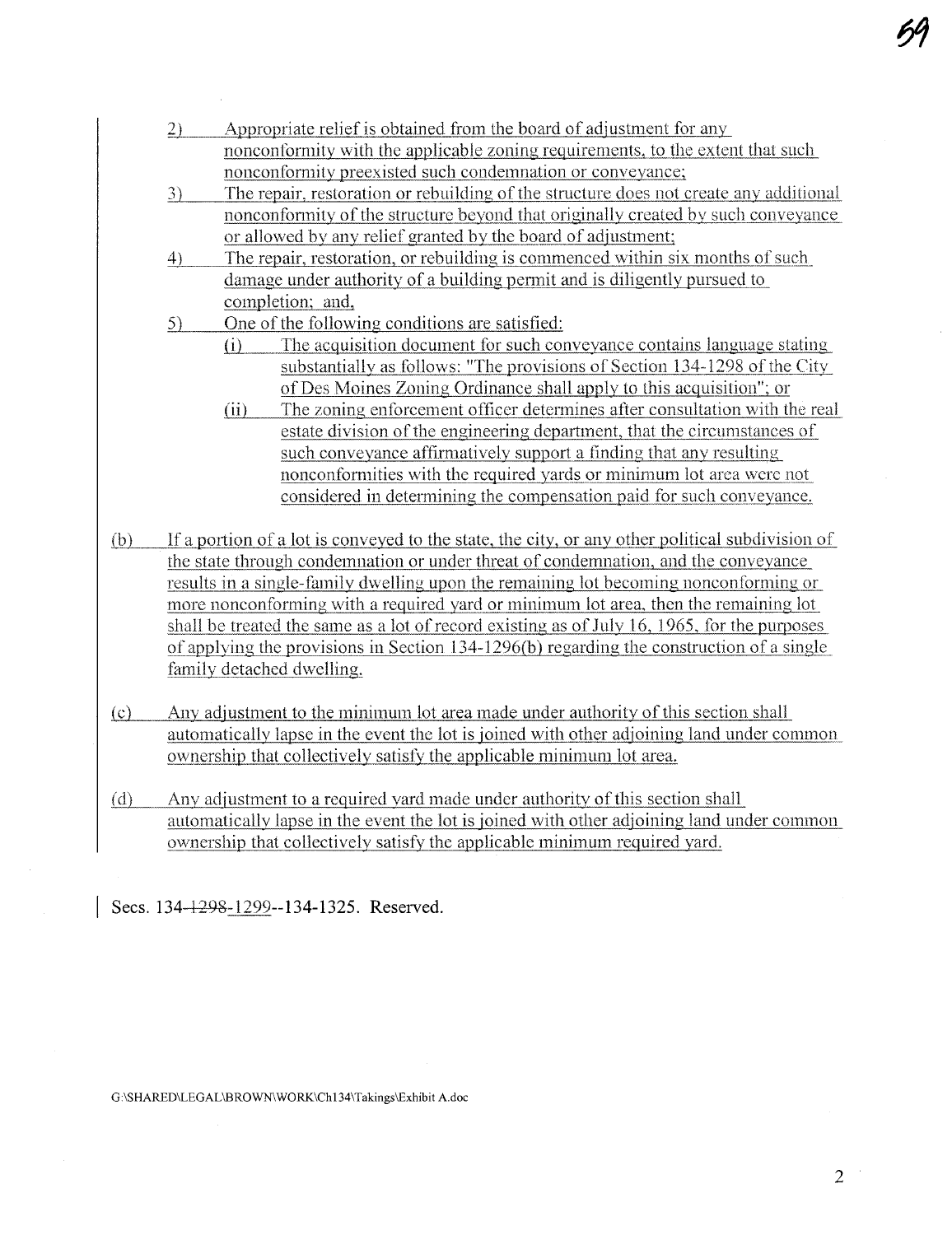2) Appropriate relief is obtained from the board of adjustment for any nonconformity with the applicable zoning requirements, to the extent that such nonconformity preexisted such condemnation or conveyance;

3) The repair, restoration or rebuilding of the structure does not create any additional nonconformity of the structure beyond that originally created by such conveyance or allowed by any relief granted by the board of adjustment;

4) The repair, restoration, or rebuilding is commenced within six months of such damage under authority of a building permit and is diligently pursued to completion; and,

5) One of the following conditions are satisfied:

   (i) The acquisition document for such conveyance contains language stating substantially as follows: "The provisions of Section 134-1298 of the City of Des Moines Zoning Ordinance shall apply to this acquisition"; or

   (ii) The zoning enforcement officer determines after consultation with the real estate division of the engineering department, that the circumstances of such conveyance affirmatively support a finding that any resulting nonconformities with the required yards or minimum lot area were not considered in determining the compensation paid for such conveyance.

(b) If a portion of a lot is conveyed to the state, the city, or any other political subdivision of the state through condemnation or under threat of condemnation, and the conveyance results in a single-family dwelling upon the remaining lot becoming nonconforming or more nonconforming with a required yard or minimum lot area, then the remaining lot shall be treated the same as a lot of record existing as of July 16, 1965, for the purposes of applying the provisions in Section 134-1296(b) regarding the construction of a single family detached dwelling.

(c) Any adjustment to the minimum lot area made under authority of this section shall automatically lapse in the event the lot is joined with other adjoining land under common ownership that collectively satisfy the applicable minimum lot area.

(d) Any adjustment to a required yard made under authority of this section shall automatically lapse in the event the lot is joined with other adjoining land under common ownership that collectively satisfy the applicable minimum required yard.

Secs. 134-~~1298~~-1299--134-1325. Reserved.

G:\SHARED\LEGAL\BROWN\WORK\Ch134\Takings\Exhibit A.doc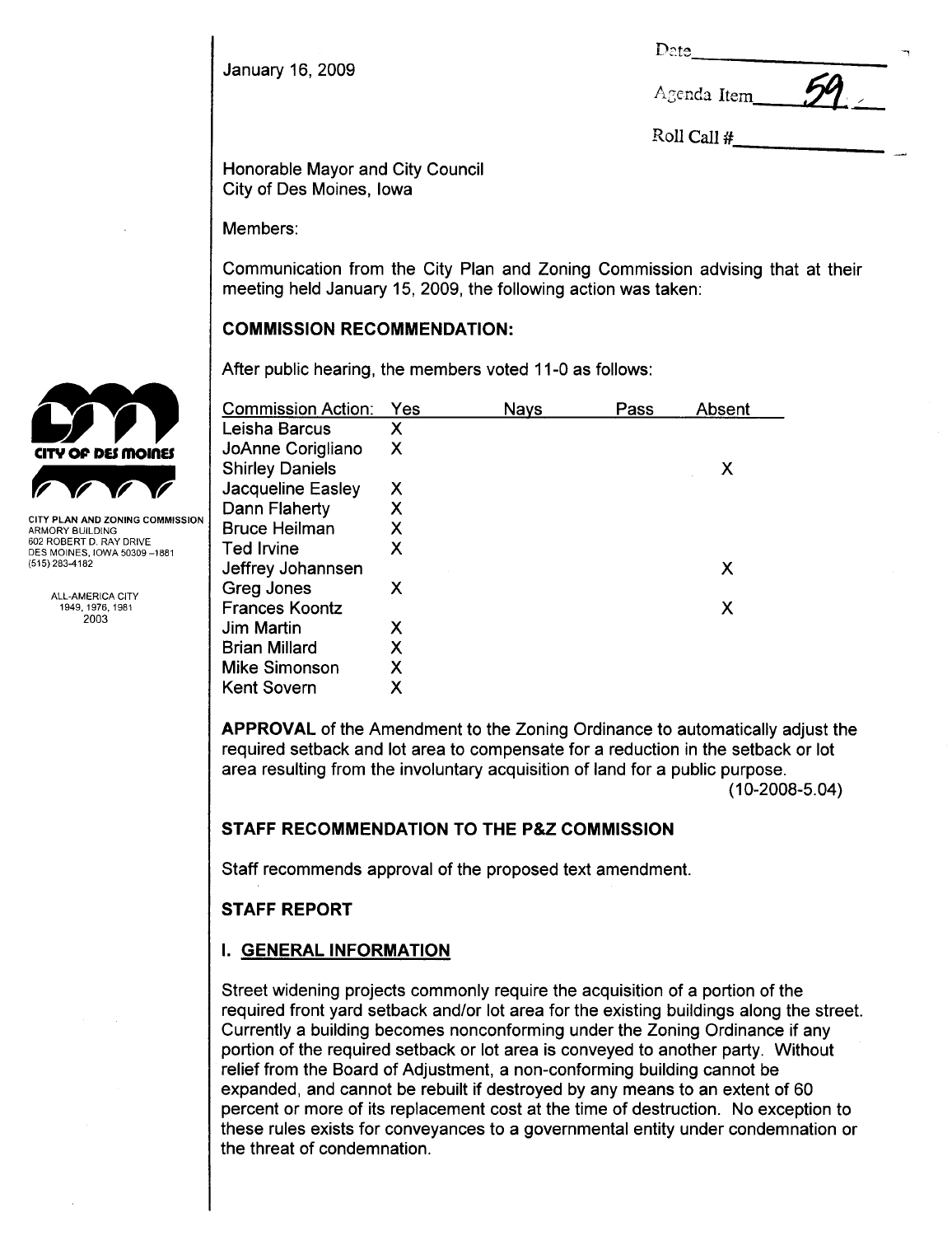January 16, 2009

Date\_\_\_\_\_\_\_\_\_\_\_\_

Agenda Item 59

Roll Call #\_\_\_\_\_\_\_\_\_\_\_\_

CITY OF DES MOINES

CITY PLAN AND ZONING COMMISSION
ARMORY BUILDING
602 ROBERT D. RAY DRIVE
DES MOINES, IOWA 50309-1881
(515) 283-4182

ALL-AMERICA CITY
1949, 1976, 1981
2003

Honorable Mayor and City Council
City of Des Moines, Iowa

Members:

Communication from the City Plan and Zoning Commission advising that at their meeting held January 15, 2009, the following action was taken:

## COMMISSION RECOMMENDATION:

After public hearing, the members voted 11-0 as follows:

| Commission Action: | Yes | Nays | Pass | Absent |
|---|---|---|---|---|
| Leisha Barcus | X | | | |
| JoAnne Corigliano | X | | | |
| Shirley Daniels | | | | X |
| Jacqueline Easley | X | | | |
| Dann Flaherty | X | | | |
| Bruce Heilman | X | | | |
| Ted Irvine | X | | | |
| Jeffrey Johannsen | | | | X |
| Greg Jones | X | | | |
| Frances Koontz | | | | X |
| Jim Martin | X | | | |
| Brian Millard | X | | | |
| Mike Simonson | X | | | |
| Kent Sovern | X | | | |

**APPROVAL** of the Amendment to the Zoning Ordinance to automatically adjust the required setback and lot area to compensate for a reduction in the setback or lot area resulting from the involuntary acquisition of land for a public purpose.
(10-2008-5.04)

## STAFF RECOMMENDATION TO THE P&Z COMMISSION

Staff recommends approval of the proposed text amendment.

## STAFF REPORT

### I. GENERAL INFORMATION

Street widening projects commonly require the acquisition of a portion of the required front yard setback and/or lot area for the existing buildings along the street. Currently a building becomes nonconforming under the Zoning Ordinance if any portion of the required setback or lot area is conveyed to another party. Without relief from the Board of Adjustment, a non-conforming building cannot be expanded, and cannot be rebuilt if destroyed by any means to an extent of 60 percent or more of its replacement cost at the time of destruction. No exception to these rules exists for conveyances to a governmental entity under condemnation or the threat of condemnation.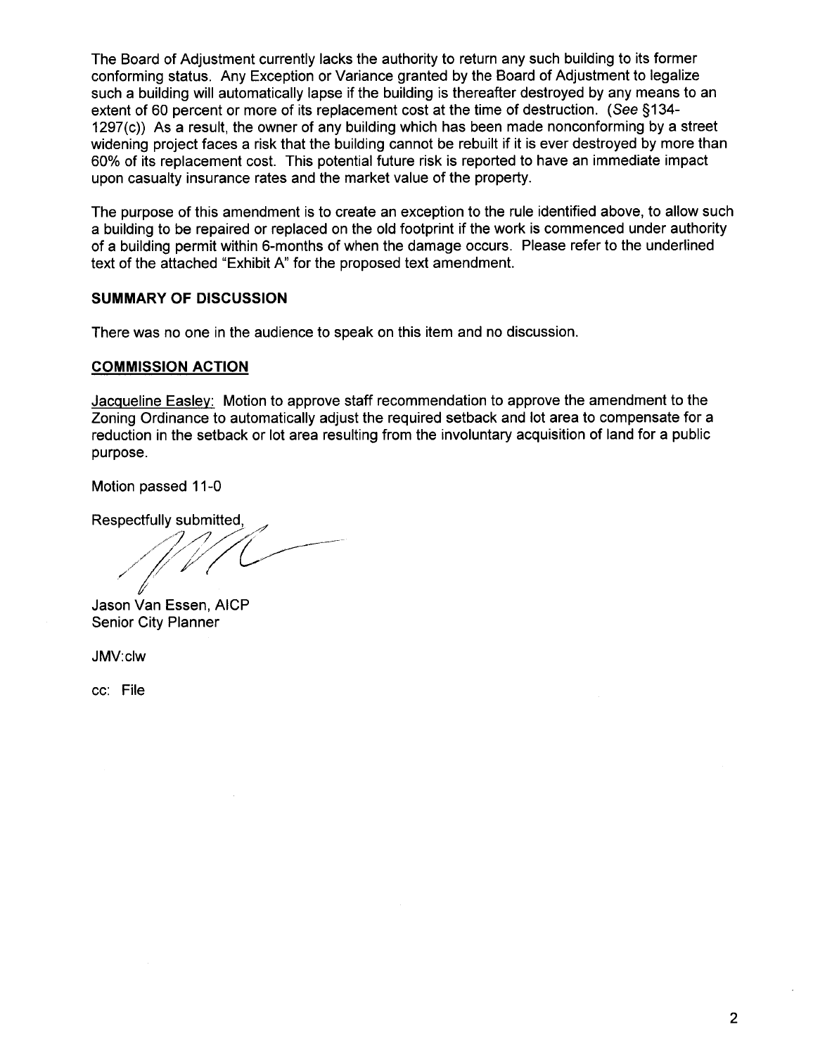The Board of Adjustment currently lacks the authority to return any such building to its former conforming status. Any Exception or Variance granted by the Board of Adjustment to legalize such a building will automatically lapse if the building is thereafter destroyed by any means to an extent of 60 percent or more of its replacement cost at the time of destruction. (*See* §134-1297(c)) As a result, the owner of any building which has been made nonconforming by a street widening project faces a risk that the building cannot be rebuilt if it is ever destroyed by more than 60% of its replacement cost. This potential future risk is reported to have an immediate impact upon casualty insurance rates and the market value of the property.

The purpose of this amendment is to create an exception to the rule identified above, to allow such a building to be repaired or replaced on the old footprint if the work is commenced under authority of a building permit within 6-months of when the damage occurs. Please refer to the underlined text of the attached "Exhibit A" for the proposed text amendment.

**SUMMARY OF DISCUSSION**

There was no one in the audience to speak on this item and no discussion.

**COMMISSION ACTION**

Jacqueline Easley: Motion to approve staff recommendation to approve the amendment to the Zoning Ordinance to automatically adjust the required setback and lot area to compensate for a reduction in the setback or lot area resulting from the involuntary acquisition of land for a public purpose.

Motion passed 11-0

Respectfully submitted,

Jason Van Essen, AICP
Senior City Planner

JMV:clw

cc: File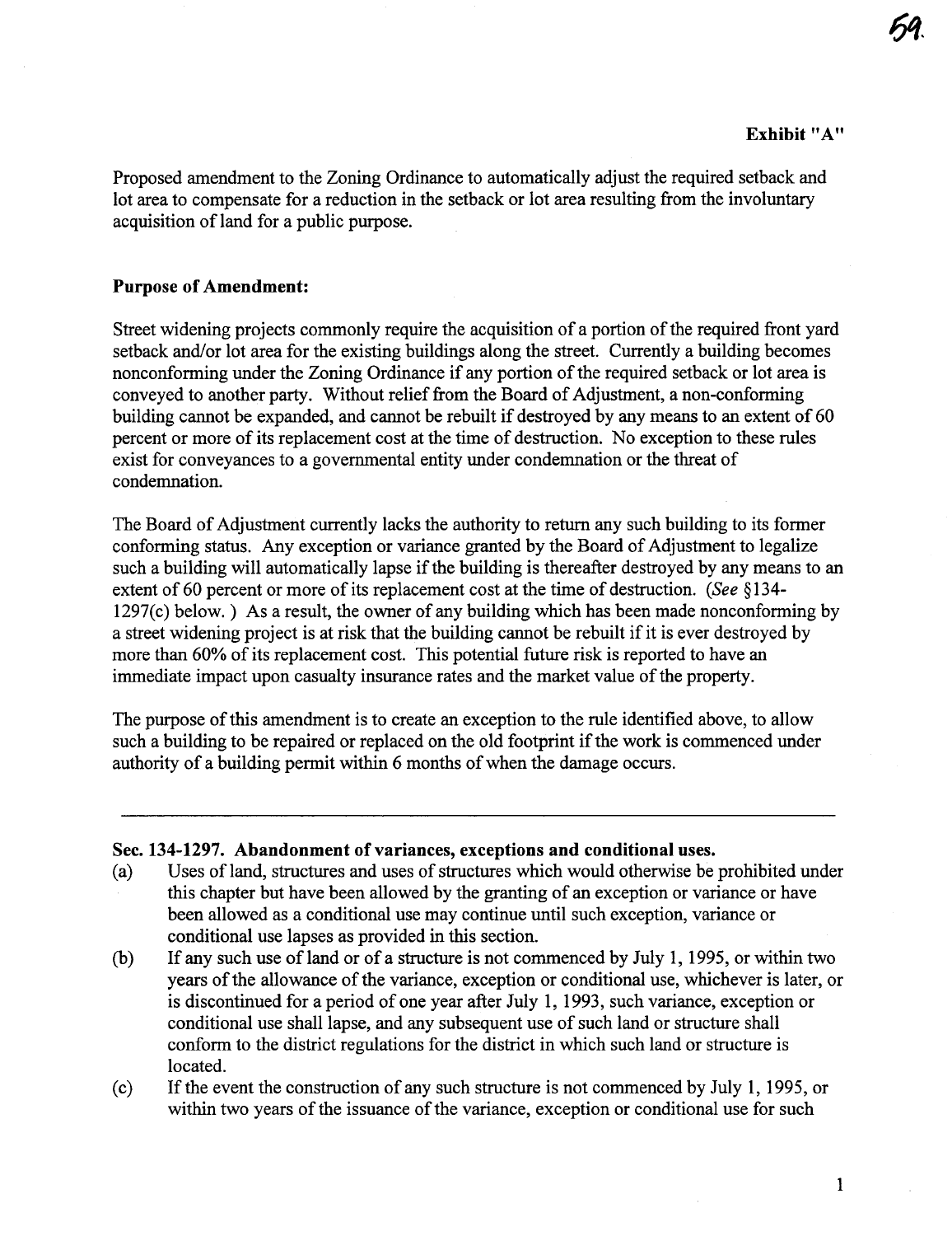**Exhibit "A"**

Proposed amendment to the Zoning Ordinance to automatically adjust the required setback and lot area to compensate for a reduction in the setback or lot area resulting from the involuntary acquisition of land for a public purpose.

**Purpose of Amendment:**

Street widening projects commonly require the acquisition of a portion of the required front yard setback and/or lot area for the existing buildings along the street. Currently a building becomes nonconforming under the Zoning Ordinance if any portion of the required setback or lot area is conveyed to another party. Without relief from the Board of Adjustment, a non-conforming building cannot be expanded, and cannot be rebuilt if destroyed by any means to an extent of 60 percent or more of its replacement cost at the time of destruction. No exception to these rules exist for conveyances to a governmental entity under condemnation or the threat of condemnation.

The Board of Adjustment currently lacks the authority to return any such building to its former conforming status. Any exception or variance granted by the Board of Adjustment to legalize such a building will automatically lapse if the building is thereafter destroyed by any means to an extent of 60 percent or more of its replacement cost at the time of destruction. (*See* §134-1297(c) below. ) As a result, the owner of any building which has been made nonconforming by a street widening project is at risk that the building cannot be rebuilt if it is ever destroyed by more than 60% of its replacement cost. This potential future risk is reported to have an immediate impact upon casualty insurance rates and the market value of the property.

The purpose of this amendment is to create an exception to the rule identified above, to allow such a building to be repaired or replaced on the old footprint if the work is commenced under authority of a building permit within 6 months of when the damage occurs.

---

**Sec. 134-1297. Abandonment of variances, exceptions and conditional uses.**

(a) Uses of land, structures and uses of structures which would otherwise be prohibited under this chapter but have been allowed by the granting of an exception or variance or have been allowed as a conditional use may continue until such exception, variance or conditional use lapses as provided in this section.

(b) If any such use of land or of a structure is not commenced by July 1, 1995, or within two years of the allowance of the variance, exception or conditional use, whichever is later, or is discontinued for a period of one year after July 1, 1993, such variance, exception or conditional use shall lapse, and any subsequent use of such land or structure shall conform to the district regulations for the district in which such land or structure is located.

(c) If the event the construction of any such structure is not commenced by July 1, 1995, or within two years of the issuance of the variance, exception or conditional use for such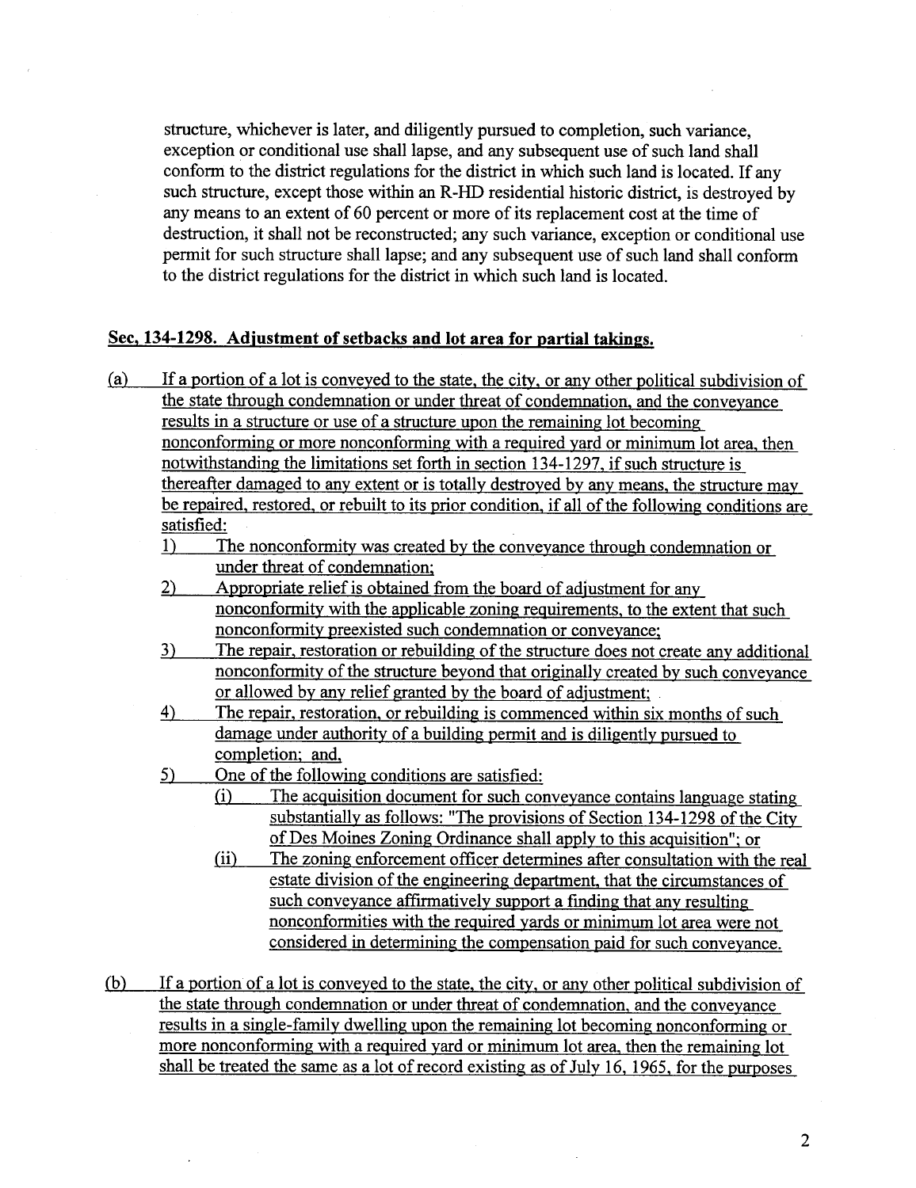structure, whichever is later, and diligently pursued to completion, such variance, exception or conditional use shall lapse, and any subsequent use of such land shall conform to the district regulations for the district in which such land is located. If any such structure, except those within an R-HD residential historic district, is destroyed by any means to an extent of 60 percent or more of its replacement cost at the time of destruction, it shall not be reconstructed; any such variance, exception or conditional use permit for such structure shall lapse; and any subsequent use of such land shall conform to the district regulations for the district in which such land is located.

## Sec. 134-1298. Adjustment of setbacks and lot area for partial takings.

(a) If a portion of a lot is conveyed to the state, the city, or any other political subdivision of the state through condemnation or under threat of condemnation, and the conveyance results in a structure or use of a structure upon the remaining lot becoming nonconforming or more nonconforming with a required yard or minimum lot area, then notwithstanding the limitations set forth in section 134-1297, if such structure is thereafter damaged to any extent or is totally destroyed by any means, the structure may be repaired, restored, or rebuilt to its prior condition, if all of the following conditions are satisfied:

1) The nonconformity was created by the conveyance through condemnation or under threat of condemnation;
2) Appropriate relief is obtained from the board of adjustment for any nonconformity with the applicable zoning requirements, to the extent that such nonconformity preexisted such condemnation or conveyance;
3) The repair, restoration or rebuilding of the structure does not create any additional nonconformity of the structure beyond that originally created by such conveyance or allowed by any relief granted by the board of adjustment;
4) The repair, restoration, or rebuilding is commenced within six months of such damage under authority of a building permit and is diligently pursued to completion; and,
5) One of the following conditions are satisfied:
   (i) The acquisition document for such conveyance contains language stating substantially as follows: "The provisions of Section 134-1298 of the City of Des Moines Zoning Ordinance shall apply to this acquisition"; or
   (ii) The zoning enforcement officer determines after consultation with the real estate division of the engineering department, that the circumstances of such conveyance affirmatively support a finding that any resulting nonconformities with the required yards or minimum lot area were not considered in determining the compensation paid for such conveyance.

(b) If a portion of a lot is conveyed to the state, the city, or any other political subdivision of the state through condemnation or under threat of condemnation, and the conveyance results in a single-family dwelling upon the remaining lot becoming nonconforming or more nonconforming with a required yard or minimum lot area, then the remaining lot shall be treated the same as a lot of record existing as of July 16, 1965, for the purposes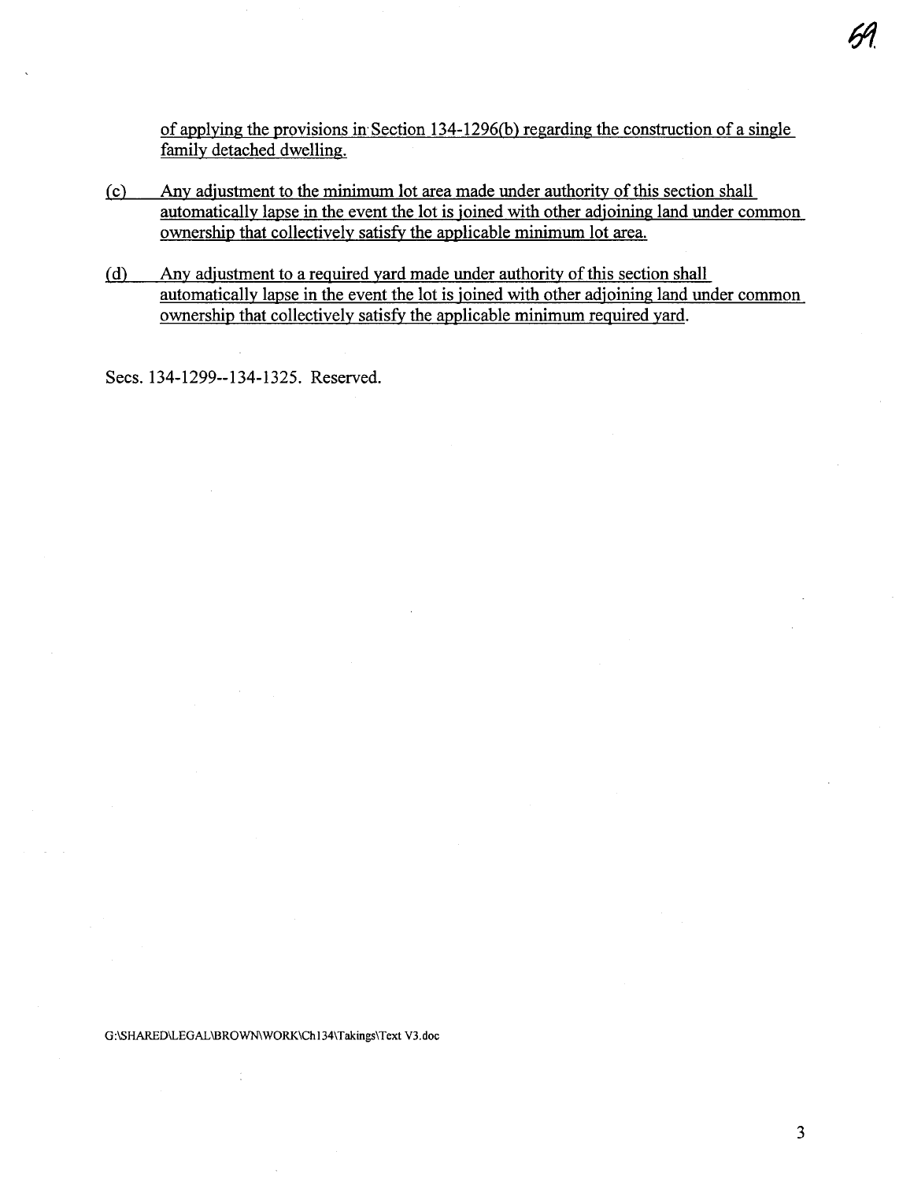of applying the provisions in Section 134-1296(b) regarding the construction of a single family detached dwelling.

(c) Any adjustment to the minimum lot area made under authority of this section shall automatically lapse in the event the lot is joined with other adjoining land under common ownership that collectively satisfy the applicable minimum lot area.

(d) Any adjustment to a required yard made under authority of this section shall automatically lapse in the event the lot is joined with other adjoining land under common ownership that collectively satisfy the applicable minimum required yard.

Secs. 134-1299--134-1325. Reserved.

G:\SHARED\LEGAL\BROWN\WORK\Ch134\Takings\Text V3.doc